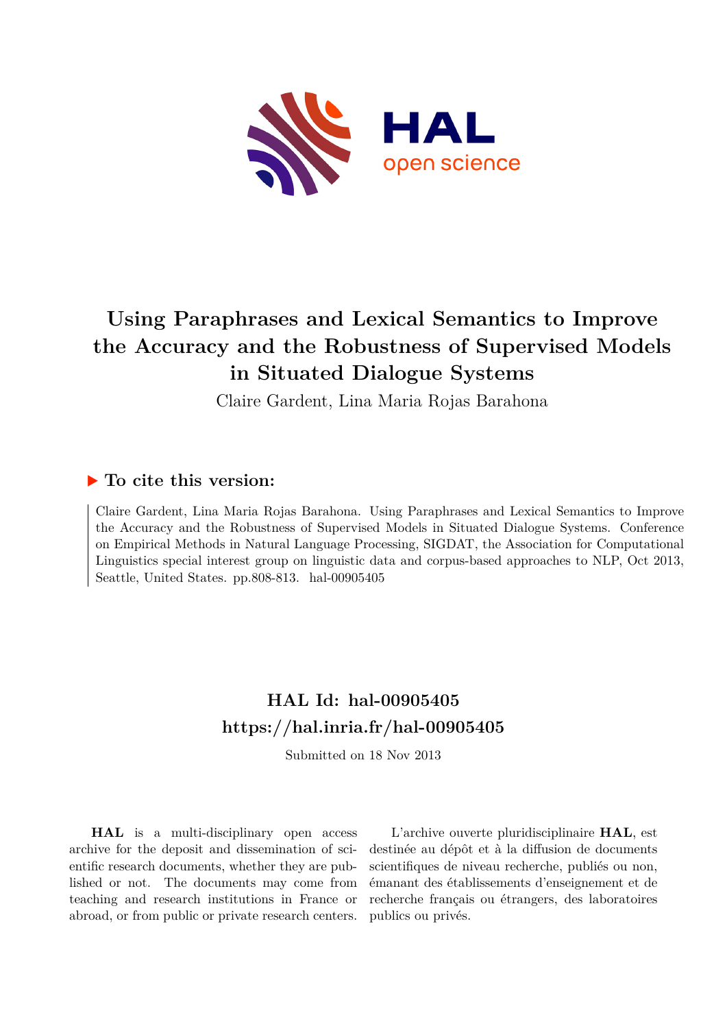# Using Paraphrases and Lexical Semantics to Improve the Accuracy and the Robustness of Supervised Models in Situated Dialogue Systems

Claire Gardent, Lina Maria Rojas Barahona

## ▶ To cite this version:

Claire Gardent, Lina Maria Rojas Barahona. Using Paraphrases and Lexical Semantics to Improve the Accuracy and the Robustness of Supervised Models in Situated Dialogue Systems. Conference on Empirical Methods in Natural Language Processing, SIGDAT, the Association for Computational Linguistics special interest group on linguistic data and corpus-based approaches to NLP, Oct 2013, Seattle, United States. pp.808-813. hal-00905405

## HAL Id: hal-00905405

## https://hal.inria.fr/hal-00905405

Submitted on 18 Nov 2013

**HAL** is a multi-disciplinary open access archive for the deposit and dissemination of scientific research documents, whether they are published or not. The documents may come from teaching and research institutions in France or abroad, or from public or private research centers.

L'archive ouverte pluridisciplinaire **HAL**, est destinée au dépôt et à la diffusion de documents scientifiques de niveau recherche, publiés ou non, émanant des établissements d'enseignement et de recherche français ou étrangers, des laboratoires publics ou privés.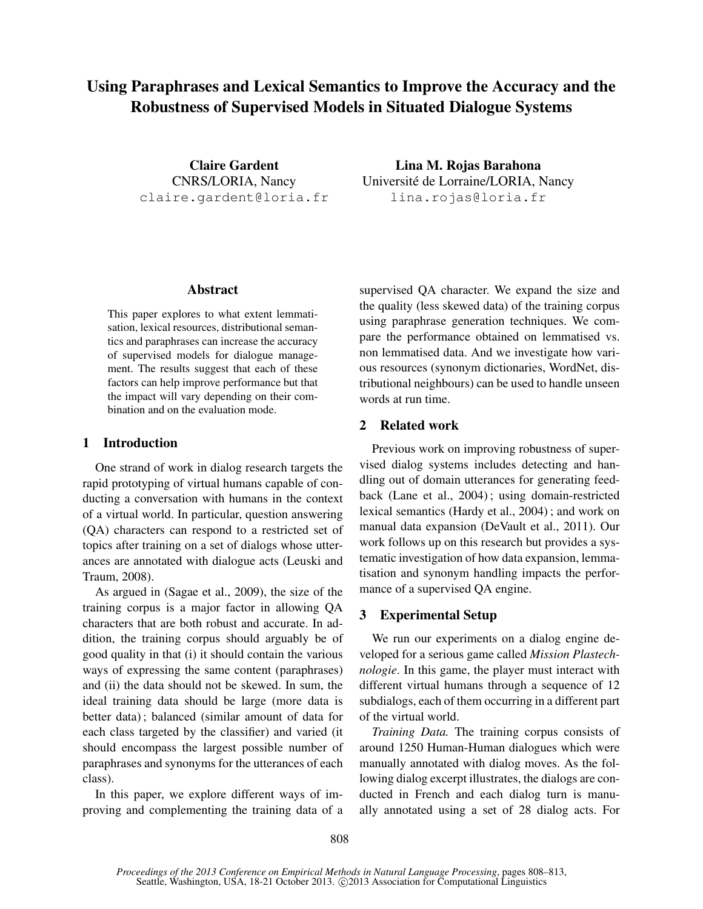# Using Paraphrases and Lexical Semantics to Improve the Accuracy and the Robustness of Supervised Models in Situated Dialogue Systems

**Claire Gardent**
CNRS/LORIA, Nancy
claire.gardent@loria.fr

**Lina M. Rojas Barahona**
Université de Lorraine/LORIA, Nancy
lina.rojas@loria.fr

## Abstract

This paper explores to what extent lemmatisation, lexical resources, distributional semantics and paraphrases can increase the accuracy of supervised models for dialogue management. The results suggest that each of these factors can help improve performance but that the impact will vary depending on their combination and on the evaluation mode.

## 1 Introduction

One strand of work in dialog research targets the rapid prototyping of virtual humans capable of conducting a conversation with humans in the context of a virtual world. In particular, question answering (QA) characters can respond to a restricted set of topics after training on a set of dialogs whose utterances are annotated with dialogue acts (Leuski and Traum, 2008).

As argued in (Sagae et al., 2009), the size of the training corpus is a major factor in allowing QA characters that are both robust and accurate. In addition, the training corpus should arguably be of good quality in that (i) it should contain the various ways of expressing the same content (paraphrases) and (ii) the data should not be skewed. In sum, the ideal training data should be large (more data is better data) ; balanced (similar amount of data for each class targeted by the classifier) and varied (it should encompass the largest possible number of paraphrases and synonyms for the utterances of each class).

In this paper, we explore different ways of improving and complementing the training data of a supervised QA character. We expand the size and the quality (less skewed data) of the training corpus using paraphrase generation techniques. We compare the performance obtained on lemmatised vs. non lemmatised data. And we investigate how various resources (synonym dictionaries, WordNet, distributional neighbours) can be used to handle unseen words at run time.

## 2 Related work

Previous work on improving robustness of supervised dialog systems includes detecting and handling out of domain utterances for generating feedback (Lane et al., 2004) ; using domain-restricted lexical semantics (Hardy et al., 2004) ; and work on manual data expansion (DeVault et al., 2011). Our work follows up on this research but provides a systematic investigation of how data expansion, lemmatisation and synonym handling impacts the performance of a supervised QA engine.

## 3 Experimental Setup

We run our experiments on a dialog engine developed for a serious game called *Mission Plastechnologie*. In this game, the player must interact with different virtual humans through a sequence of 12 subdialogs, each of them occurring in a different part of the virtual world.

*Training Data.* The training corpus consists of around 1250 Human-Human dialogues which were manually annotated with dialog moves. As the following dialog excerpt illustrates, the dialogs are conducted in French and each dialog turn is manually annotated using a set of 28 dialog acts. For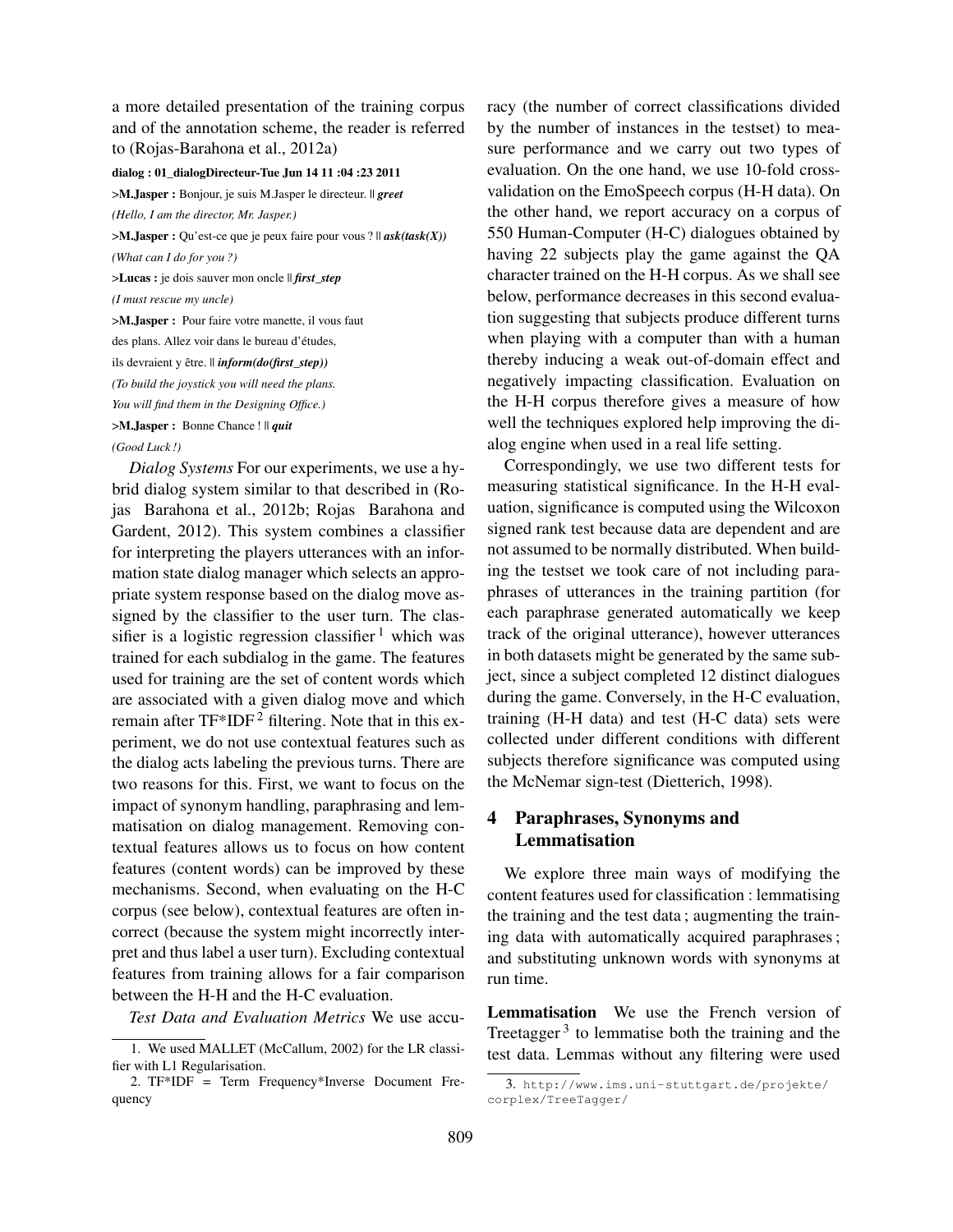a more detailed presentation of the training corpus and of the annotation scheme, the reader is referred to (Rojas-Barahona et al., 2012a)

**dialog : 01_dialogDirecteur-Tue Jun 14 11 :04 :23 2011**

>**M.Jasper :** Bonjour, je suis M.Jasper le directeur. || ***greet***

*(Hello, I am the director, Mr. Jasper.)*

>**M.Jasper :** Qu'est-ce que je peux faire pour vous ? || ***ask(task(X))***

*(What can I do for you ?)*

>**Lucas :** je dois sauver mon oncle || ***first_step***

*(I must rescue my uncle)*

>**M.Jasper :** Pour faire votre manette, il vous faut des plans. Allez voir dans le bureau d'études, ils devraient y être. || ***inform(do(first_step))***

*(To build the joystick you will need the plans. You will find them in the Designing Office.)*

>**M.Jasper :** Bonne Chance ! || ***quit***

*(Good Luck !)*

*Dialog Systems* For our experiments, we use a hybrid dialog system similar to that described in (Rojas Barahona et al., 2012b; Rojas Barahona and Gardent, 2012). This system combines a classifier for interpreting the players utterances with an information state dialog manager which selects an appropriate system response based on the dialog move assigned by the classifier to the user turn. The classifier is a logistic regression classifier [1] which was trained for each subdialog in the game. The features used for training are the set of content words which are associated with a given dialog move and which remain after TF*IDF [2] filtering. Note that in this experiment, we do not use contextual features such as the dialog acts labeling the previous turns. There are two reasons for this. First, we want to focus on the impact of synonym handling, paraphrasing and lemmatisation on dialog management. Removing contextual features allows us to focus on how content features (content words) can be improved by these mechanisms. Second, when evaluating on the H-C corpus (see below), contextual features are often incorrect (because the system might incorrectly interpret and thus label a user turn). Excluding contextual features from training allows for a fair comparison between the H-H and the H-C evaluation.

*Test Data and Evaluation Metrics* We use accuracy (the number of correct classifications divided by the number of instances in the testset) to measure performance and we carry out two types of evaluation. On the one hand, we use 10-fold cross-validation on the EmoSpeech corpus (H-H data). On the other hand, we report accuracy on a corpus of 550 Human-Computer (H-C) dialogues obtained by having 22 subjects play the game against the QA character trained on the H-H corpus. As we shall see below, performance decreases in this second evaluation suggesting that subjects produce different turns when playing with a computer than with a human thereby inducing a weak out-of-domain effect and negatively impacting classification. Evaluation on the H-H corpus therefore gives a measure of how well the techniques explored help improving the dialog engine when used in a real life setting.

Correspondingly, we use two different tests for measuring statistical significance. In the H-H evaluation, significance is computed using the Wilcoxon signed rank test because data are dependent and are not assumed to be normally distributed. When building the testset we took care of not including paraphrases of utterances in the training partition (for each paraphrase generated automatically we keep track of the original utterance), however utterances in both datasets might be generated by the same subject, since a subject completed 12 distinct dialogues during the game. Conversely, in the H-C evaluation, training (H-H data) and test (H-C data) sets were collected under different conditions with different subjects therefore significance was computed using the McNemar sign-test (Dietterich, 1998).

## 4 Paraphrases, Synonyms and Lemmatisation

We explore three main ways of modifying the content features used for classification : lemmatising the training and the test data ; augmenting the training data with automatically acquired paraphrases ; and substituting unknown words with synonyms at run time.

**Lemmatisation** We use the French version of Treetagger [3] to lemmatise both the training and the test data. Lemmas without any filtering were used

1. We used MALLET (McCallum, 2002) for the LR classifier with L1 Regularisation.

2. TF*IDF = Term Frequency*Inverse Document Frequency

3. http://www.ims.uni-stuttgart.de/projekte/corplex/TreeTagger/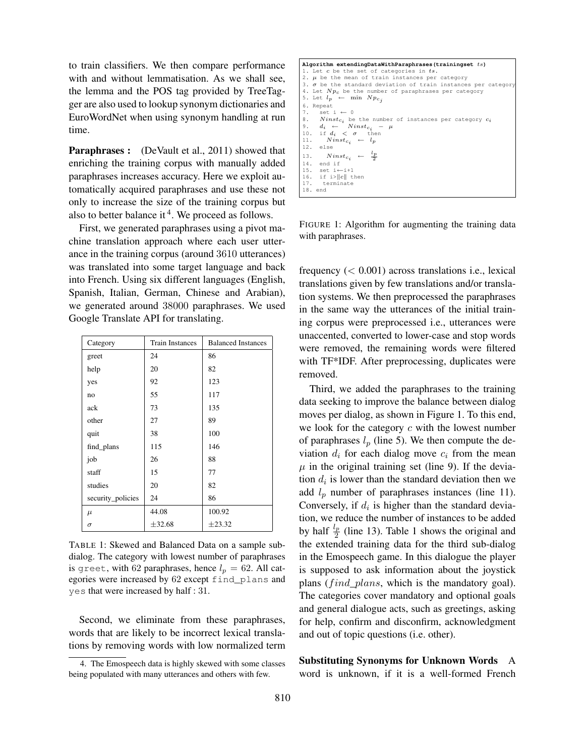to train classifiers. We then compare performance with and without lemmatisation. As we shall see, the lemma and the POS tag provided by TreeTagger are also used to lookup synonym dictionaries and EuroWordNet when using synonym handling at run time.

**Paraphrases :** (DeVault et al., 2011) showed that enriching the training corpus with manually added paraphrases increases accuracy. Here we exploit automatically acquired paraphrases and use these not only to increase the size of the training corpus but also to better balance it [4]. We proceed as follows.

First, we generated paraphrases using a pivot machine translation approach where each user utterance in the training corpus (around 3610 utterances) was translated into some target language and back into French. Using six different languages (English, Spanish, Italian, German, Chinese and Arabian), we generated around 38000 paraphrases. We used Google Translate API for translating.

| Category | Train Instances | Balanced Instances |
|---|---|---|
| greet | 24 | 86 |
| help | 20 | 82 |
| yes | 92 | 123 |
| no | 55 | 117 |
| ack | 73 | 135 |
| other | 27 | 89 |
| quit | 38 | 100 |
| find_plans | 115 | 146 |
| job | 26 | 88 |
| staff | 15 | 77 |
| studies | 20 | 82 |
| security_policies | 24 | 86 |
| $\mu$ | 44.08 | 100.92 |
| $\sigma$ | ±32.68 | ±23.32 |

TABLE 1: Skewed and Balanced Data on a sample subdialog. The category with lowest number of paraphrases is `greet`, with 62 paraphrases, hence $l_p = 62$. All categories were increased by 62 except `find_plans` and `yes` that were increased by half : 31.

Second, we eliminate from these paraphrases, words that are likely to be incorrect lexical translations by removing words with low normalized term frequency (< 0.001) across translations i.e., lexical translations given by few translations and/or translation systems. We then preprocessed the paraphrases in the same way the utterances of the initial training corpus were preprocessed i.e., utterances were unaccented, converted to lower-case and stop words were removed, the remaining words were filtered with TF*IDF. After preprocessing, duplicates were removed.

```
Algorithm extendingDataWithParaphrases(trainingset ts)
1. Let c be the set of categories in ts.
2. μ be the mean of train instances per category
3. σ be the standard deviation of train instances per category
4. Let Np_c be the number of paraphrases per category
5. Let l_p ← min Np_cj
6. Repeat
7.   set i ← 0
8.   Ninst_ci be the number of instances per category c_i
9.   d_i ← Ninst_ci − μ
10.  if d_i < σ then
11.    Ninst_ci ← l_p
12.  else
13.    Ninst_ci ← l_p/2
14.  end if
15.  set i←i+1
16.  if i>||c|| then
17.    terminate
18. end
```

FIGURE 1: Algorithm for augmenting the training data with paraphrases.

Third, we added the paraphrases to the training data seeking to improve the balance between dialog moves per dialog, as shown in Figure 1. To this end, we look for the category $c$ with the lowest number of paraphrases $l_p$ (line 5). We then compute the deviation $d_i$ for each dialog move $c_i$ from the mean $\mu$ in the original training set (line 9). If the deviation $d_i$ is lower than the standard deviation then we add $l_p$ number of paraphrases instances (line 11). Conversely, if $d_i$ is higher than the standard deviation, we reduce the number of instances to be added by half $\frac{l_p}{2}$ (line 13). Table 1 shows the original and the extended training data for the third sub-dialog in the Emospeech game. In this dialogue the player is supposed to ask information about the joystick plans (*find_plans*, which is the mandatory goal). The categories cover mandatory and optional goals and general dialogue acts, such as greetings, asking for help, confirm and disconfirm, acknowledgment and out of topic questions (i.e. other).

**Substituting Synonyms for Unknown Words** A word is unknown, if it is a well-formed French

4. The Emospeech data is highly skewed with some classes being populated with many utterances and others with few.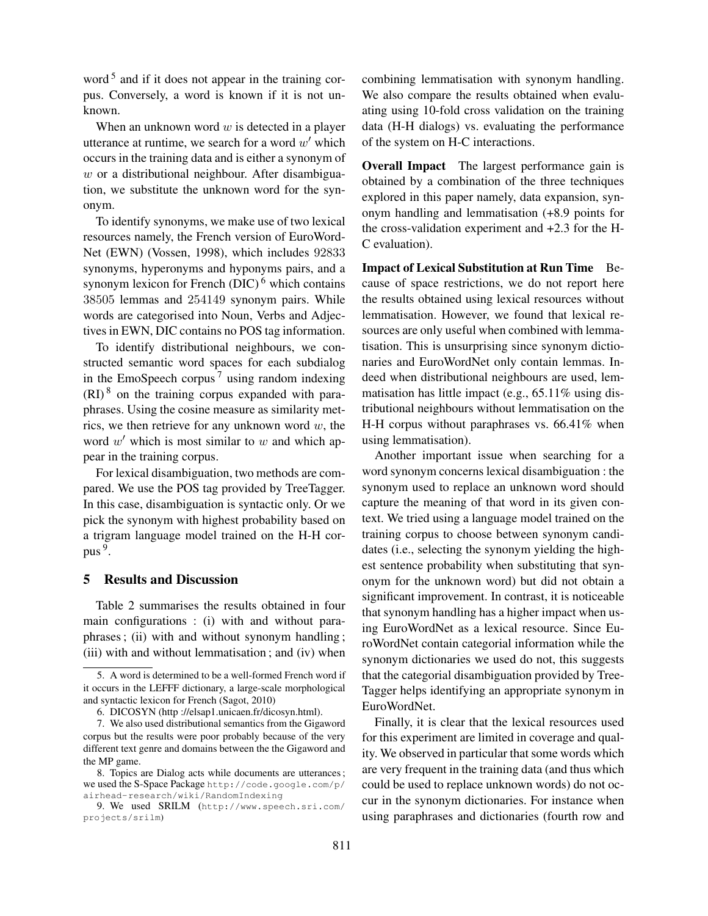word [5] and if it does not appear in the training corpus. Conversely, a word is known if it is not unknown.

When an unknown word $w$ is detected in a player utterance at runtime, we search for a word $w'$ which occurs in the training data and is either a synonym of $w$ or a distributional neighbour. After disambiguation, we substitute the unknown word for the synonym.

To identify synonyms, we make use of two lexical resources namely, the French version of EuroWordNet (EWN) (Vossen, 1998), which includes 92833 synonyms, hyperonyms and hyponyms pairs, and a synonym lexicon for French (DIC) [6] which contains 38505 lemmas and 254149 synonym pairs. While words are categorised into Noun, Verbs and Adjectives in EWN, DIC contains no POS tag information.

To identify distributional neighbours, we constructed semantic word spaces for each subdialog in the EmoSpeech corpus [7] using random indexing (RI) [8] on the training corpus expanded with paraphrases. Using the cosine measure as similarity metrics, we then retrieve for any unknown word $w$, the word $w'$ which is most similar to $w$ and which appear in the training corpus.

For lexical disambiguation, two methods are compared. We use the POS tag provided by TreeTagger. In this case, disambiguation is syntactic only. Or we pick the synonym with highest probability based on a trigram language model trained on the H-H corpus [9].

## 5 Results and Discussion

Table 2 summarises the results obtained in four main configurations : (i) with and without paraphrases ; (ii) with and without synonym handling ; (iii) with and without lemmatisation ; and (iv) when combining lemmatisation with synonym handling. We also compare the results obtained when evaluating using 10-fold cross validation on the training data (H-H dialogs) vs. evaluating the performance of the system on H-C interactions.

**Overall Impact** The largest performance gain is obtained by a combination of the three techniques explored in this paper namely, data expansion, synonym handling and lemmatisation (+8.9 points for the cross-validation experiment and +2.3 for the H-C evaluation).

**Impact of Lexical Substitution at Run Time** Because of space restrictions, we do not report here the results obtained using lexical resources without lemmatisation. However, we found that lexical resources are only useful when combined with lemmatisation. This is unsurprising since synonym dictionaries and EuroWordNet only contain lemmas. Indeed when distributional neighbours are used, lemmatisation has little impact (e.g., 65.11% using distributional neighbours without lemmatisation on the H-H corpus without paraphrases vs. 66.41% when using lemmatisation).

Another important issue when searching for a word synonym concerns lexical disambiguation : the synonym used to replace an unknown word should capture the meaning of that word in its given context. We tried using a language model trained on the training corpus to choose between synonym candidates (i.e., selecting the synonym yielding the highest sentence probability when substituting that synonym for the unknown word) but did not obtain a significant improvement. In contrast, it is noticeable that synonym handling has a higher impact when using EuroWordNet as a lexical resource. Since EuroWordNet contain categorial information while the synonym dictionaries we used do not, this suggests that the categorial disambiguation provided by TreeTagger helps identifying an appropriate synonym in EuroWordNet.

Finally, it is clear that the lexical resources used for this experiment are limited in coverage and quality. We observed in particular that some words which are very frequent in the training data (and thus which could be used to replace unknown words) do not occur in the synonym dictionaries. For instance when using paraphrases and dictionaries (fourth row and

---

5. A word is determined to be a well-formed French word if it occurs in the LEFFF dictionary, a large-scale morphological and syntactic lexicon for French (Sagot, 2010)

6. DICOSYN (http ://elsap1.unicaen.fr/dicosyn.html).

7. We also used distributional semantics from the Gigaword corpus but the results were poor probably because of the very different text genre and domains between the the Gigaword and the MP game.

8. Topics are Dialog acts while documents are utterances ; we used the S-Space Package http://code.google.com/p/airhead-research/wiki/RandomIndexing

9. We used SRILM (http://www.speech.sri.com/projects/srilm)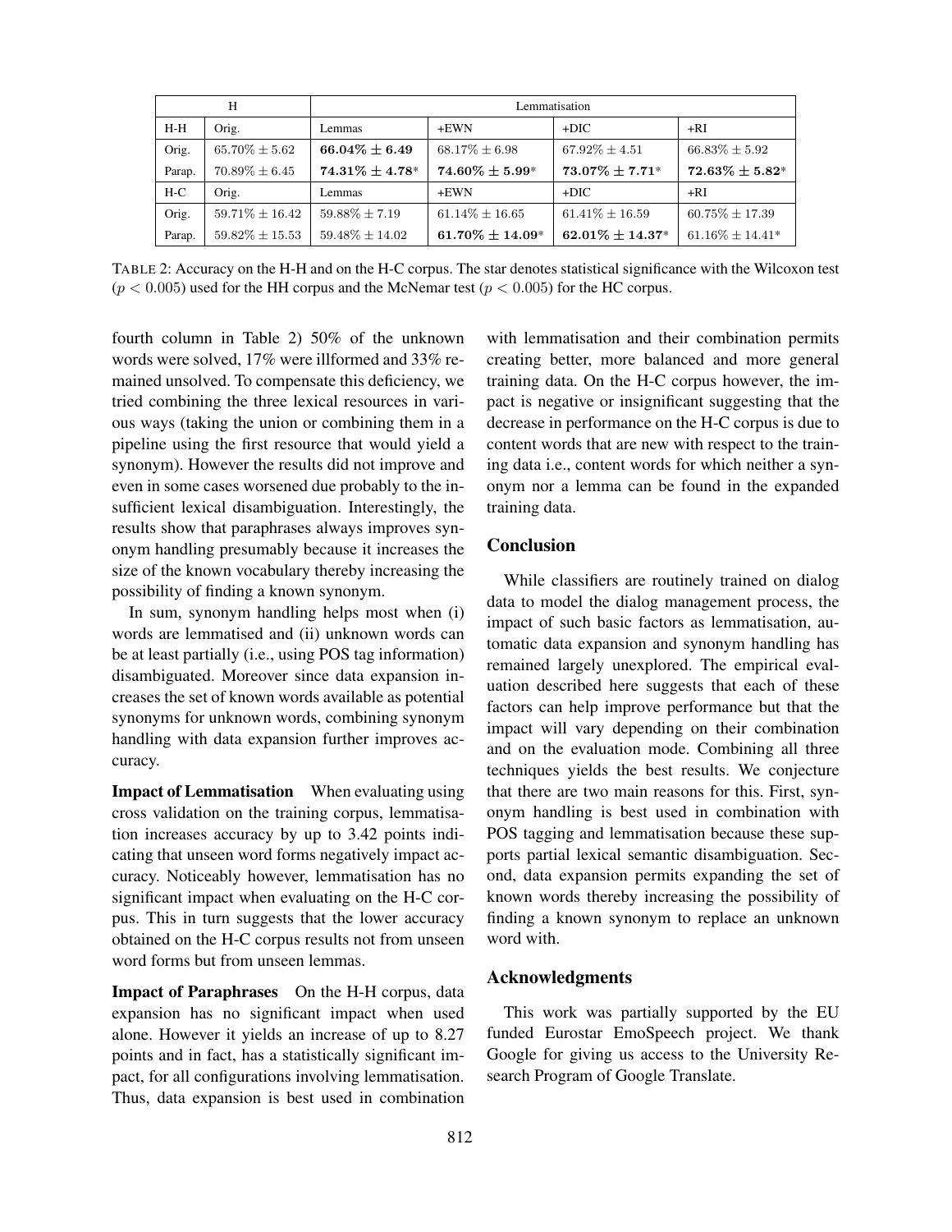| H | | Lemmatisation | | | |
|---|---|---|---|---|---|
| H-H | Orig. | Lemmas | +EWN | +DIC | +RI |
| Orig. | $65.70\% \pm 5.62$ | $\mathbf{66.04\% \pm 6.49}$ | $68.17\% \pm 6.98$ | $67.92\% \pm 4.51$ | $66.83\% \pm 5.92$ |
| Parap. | $70.89\% \pm 6.45$ | $\mathbf{74.31\% \pm 4.78}$* | $\mathbf{74.60\% \pm 5.99}$* | $\mathbf{73.07\% \pm 7.71}$* | $\mathbf{72.63\% \pm 5.82}$* |
| H-C | Orig. | Lemmas | +EWN | +DIC | +RI |
| Orig. | $59.71\% \pm 16.42$ | $59.88\% \pm 7.19$ | $61.14\% \pm 16.65$ | $61.41\% \pm 16.59$ | $60.75\% \pm 17.39$ |
| Parap. | $59.82\% \pm 15.53$ | $59.48\% \pm 14.02$ | $\mathbf{61.70\% \pm 14.09}$* | $\mathbf{62.01\% \pm 14.37}$* | $61.16\% \pm 14.41$* |

TABLE 2: Accuracy on the H-H and on the H-C corpus. The star denotes statistical significance with the Wilcoxon test ($p < 0.005$) used for the HH corpus and the McNemar test ($p < 0.005$) for the HC corpus.

fourth column in Table 2) 50% of the unknown words were solved, 17% were illformed and 33% remained unsolved. To compensate this deficiency, we tried combining the three lexical resources in various ways (taking the union or combining them in a pipeline using the first resource that would yield a synonym). However the results did not improve and even in some cases worsened due probably to the insufficient lexical disambiguation. Interestingly, the results show that paraphrases always improves synonym handling presumably because it increases the size of the known vocabulary thereby increasing the possibility of finding a known synonym.

In sum, synonym handling helps most when (i) words are lemmatised and (ii) unknown words can be at least partially (i.e., using POS tag information) disambiguated. Moreover since data expansion increases the set of known words available as potential synonyms for unknown words, combining synonym handling with data expansion further improves accuracy.

**Impact of Lemmatisation** When evaluating using cross validation on the training corpus, lemmatisation increases accuracy by up to 3.42 points indicating that unseen word forms negatively impact accuracy. Noticeably however, lemmatisation has no significant impact when evaluating on the H-C corpus. This in turn suggests that the lower accuracy obtained on the H-C corpus results not from unseen word forms but from unseen lemmas.

**Impact of Paraphrases** On the H-H corpus, data expansion has no significant impact when used alone. However it yields an increase of up to 8.27 points and in fact, has a statistically significant impact, for all configurations involving lemmatisation. Thus, data expansion is best used in combination with lemmatisation and their combination permits creating better, more balanced and more general training data. On the H-C corpus however, the impact is negative or insignificant suggesting that the decrease in performance on the H-C corpus is due to content words that are new with respect to the training data i.e., content words for which neither a synonym nor a lemma can be found in the expanded training data.

## Conclusion

While classifiers are routinely trained on dialog data to model the dialog management process, the impact of such basic factors as lemmatisation, automatic data expansion and synonym handling has remained largely unexplored. The empirical evaluation described here suggests that each of these factors can help improve performance but that the impact will vary depending on their combination and on the evaluation mode. Combining all three techniques yields the best results. We conjecture that there are two main reasons for this. First, synonym handling is best used in combination with POS tagging and lemmatisation because these supports partial lexical semantic disambiguation. Second, data expansion permits expanding the set of known words thereby increasing the possibility of finding a known synonym to replace an unknown word with.

## Acknowledgments

This work was partially supported by the EU funded Eurostar EmoSpeech project. We thank Google for giving us access to the University Research Program of Google Translate.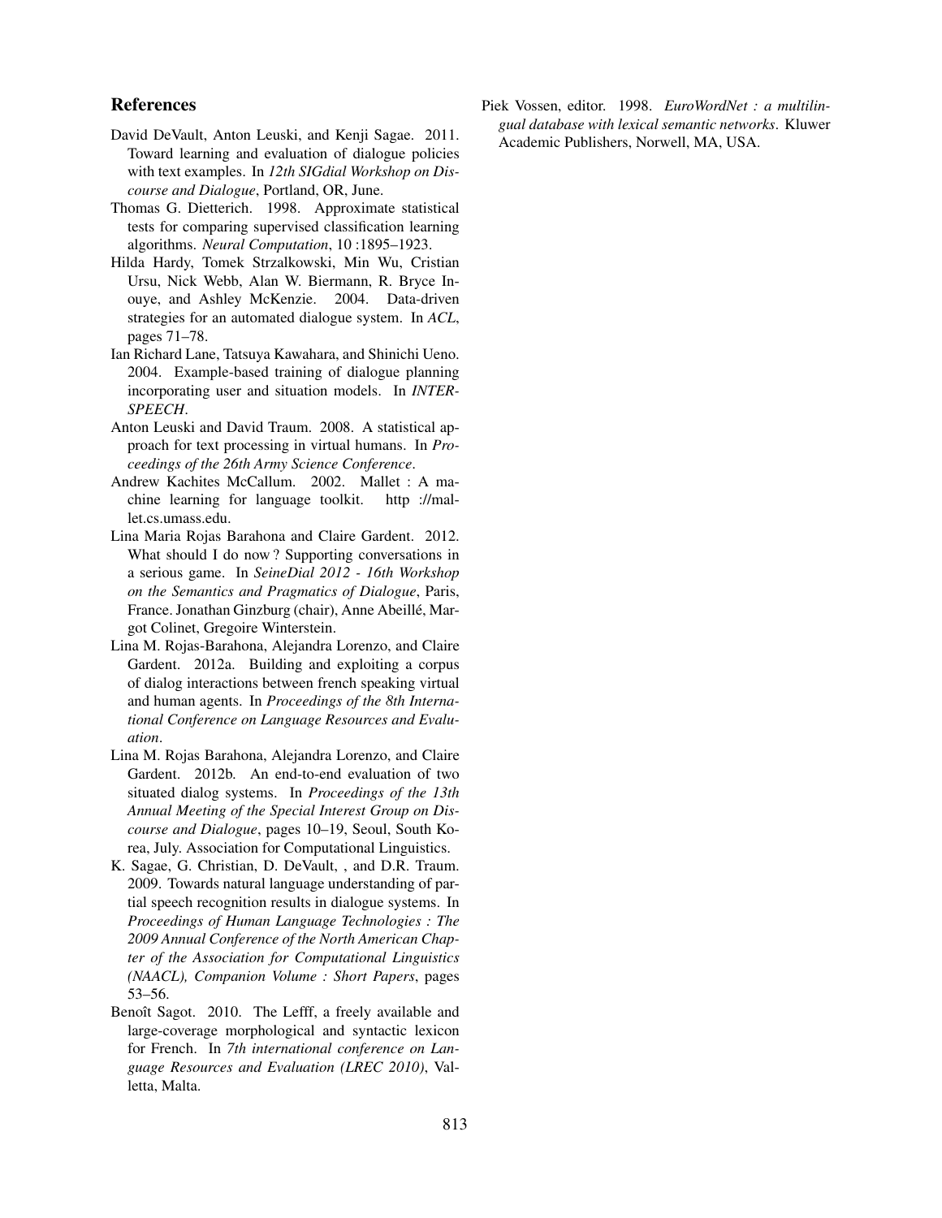## References

David DeVault, Anton Leuski, and Kenji Sagae. 2011. Toward learning and evaluation of dialogue policies with text examples. In *12th SIGdial Workshop on Discourse and Dialogue*, Portland, OR, June.

Thomas G. Dietterich. 1998. Approximate statistical tests for comparing supervised classification learning algorithms. *Neural Computation*, 10 :1895–1923.

Hilda Hardy, Tomek Strzalkowski, Min Wu, Cristian Ursu, Nick Webb, Alan W. Biermann, R. Bryce Inouye, and Ashley McKenzie. 2004. Data-driven strategies for an automated dialogue system. In *ACL*, pages 71–78.

Ian Richard Lane, Tatsuya Kawahara, and Shinichi Ueno. 2004. Example-based training of dialogue planning incorporating user and situation models. In *INTERSPEECH*.

Anton Leuski and David Traum. 2008. A statistical approach for text processing in virtual humans. In *Proceedings of the 26th Army Science Conference*.

Andrew Kachites McCallum. 2002. Mallet : A machine learning for language toolkit. http ://mallet.cs.umass.edu.

Lina Maria Rojas Barahona and Claire Gardent. 2012. What should I do now ? Supporting conversations in a serious game. In *SeineDial 2012 - 16th Workshop on the Semantics and Pragmatics of Dialogue*, Paris, France. Jonathan Ginzburg (chair), Anne Abeillé, Margot Colinet, Gregoire Winterstein.

Lina M. Rojas-Barahona, Alejandra Lorenzo, and Claire Gardent. 2012a. Building and exploiting a corpus of dialog interactions between french speaking virtual and human agents. In *Proceedings of the 8th International Conference on Language Resources and Evaluation*.

Lina M. Rojas Barahona, Alejandra Lorenzo, and Claire Gardent. 2012b. An end-to-end evaluation of two situated dialog systems. In *Proceedings of the 13th Annual Meeting of the Special Interest Group on Discourse and Dialogue*, pages 10–19, Seoul, South Korea, July. Association for Computational Linguistics.

K. Sagae, G. Christian, D. DeVault, , and D.R. Traum. 2009. Towards natural language understanding of partial speech recognition results in dialogue systems. In *Proceedings of Human Language Technologies : The 2009 Annual Conference of the North American Chapter of the Association for Computational Linguistics (NAACL), Companion Volume : Short Papers*, pages 53–56.

Benoît Sagot. 2010. The Lefff, a freely available and large-coverage morphological and syntactic lexicon for French. In *7th international conference on Language Resources and Evaluation (LREC 2010)*, Valletta, Malta.

Piek Vossen, editor. 1998. *EuroWordNet : a multilingual database with lexical semantic networks*. Kluwer Academic Publishers, Norwell, MA, USA.